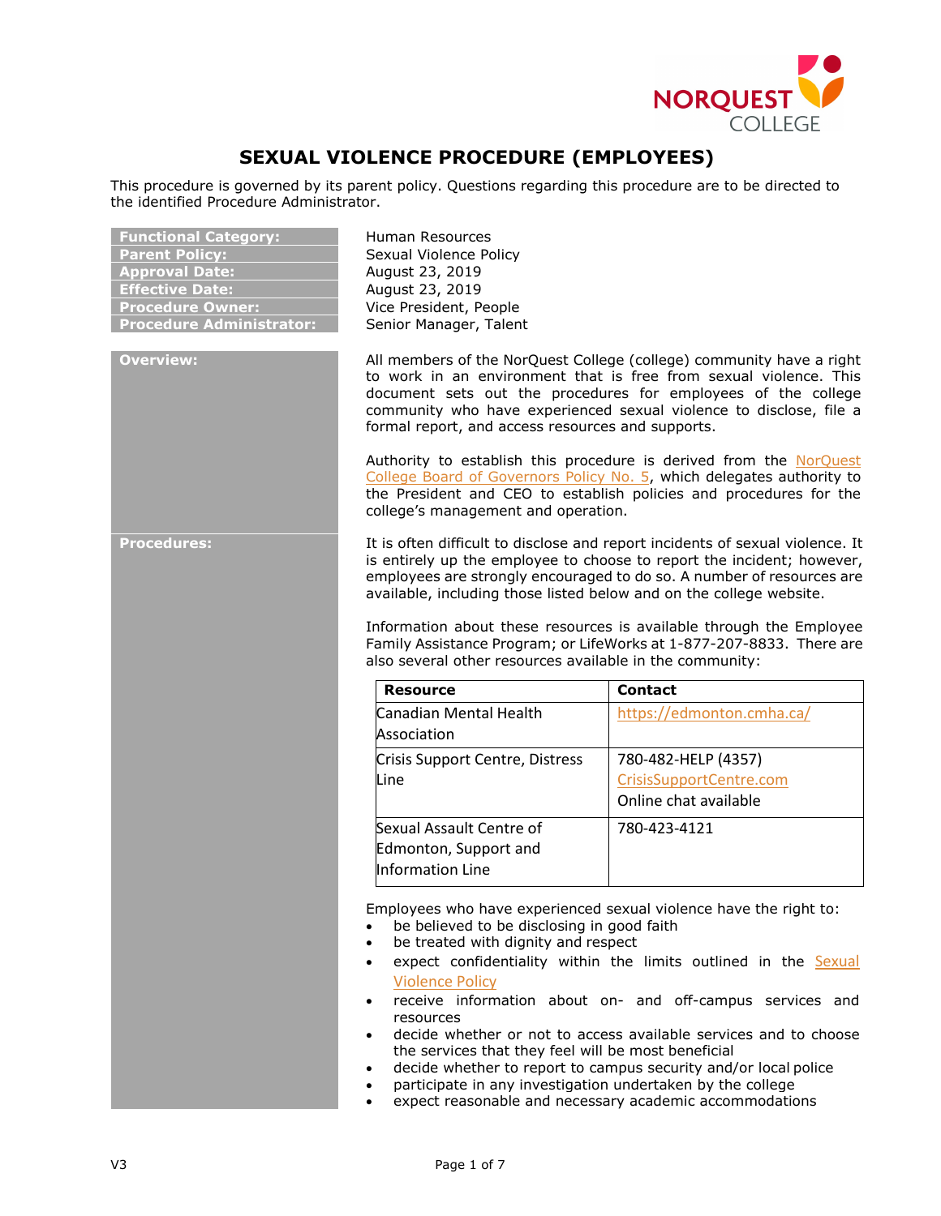# SEXUAL VIOLENCE PROCEDURE (EMPLOYEES)

This procedure is governed by its parent policy. Questions regarding this procedure are to be directed to the identified Procedure Administrator.

| | |
|---|---|
| **Functional Category:** | Human Resources |
| **Parent Policy:** | Sexual Violence Policy |
| **Approval Date:** | August 23, 2019 |
| **Effective Date:** | August 23, 2019 |
| **Procedure Owner:** | Vice President, People |
| **Procedure Administrator:** | Senior Manager, Talent |

## Overview:

All members of the NorQuest College (college) community have a right to work in an environment that is free from sexual violence. This document sets out the procedures for employees of the college community who have experienced sexual violence to disclose, file a formal report, and access resources and supports.

Authority to establish this procedure is derived from the NorQuest College Board of Governors Policy No. 5, which delegates authority to the President and CEO to establish policies and procedures for the college's management and operation.

## Procedures:

It is often difficult to disclose and report incidents of sexual violence. It is entirely up the employee to choose to report the incident; however, employees are strongly encouraged to do so. A number of resources are available, including those listed below and on the college website.

Information about these resources is available through the Employee Family Assistance Program; or LifeWorks at 1-877-207-8833. There are also several other resources available in the community:

| Resource | Contact |
|---|---|
| Canadian Mental Health Association | https://edmonton.cmha.ca/ |
| Crisis Support Centre, Distress Line | 780-482-HELP (4357)<br>CrisisSupportCentre.com<br>Online chat available |
| Sexual Assault Centre of Edmonton, Support and Information Line | 780-423-4121 |

Employees who have experienced sexual violence have the right to:

- be believed to be disclosing in good faith
- be treated with dignity and respect
- expect confidentiality within the limits outlined in the Sexual Violence Policy
- receive information about on- and off-campus services and resources
- decide whether or not to access available services and to choose the services that they feel will be most beneficial
- decide whether to report to campus security and/or local police
- participate in any investigation undertaken by the college
- expect reasonable and necessary academic accommodations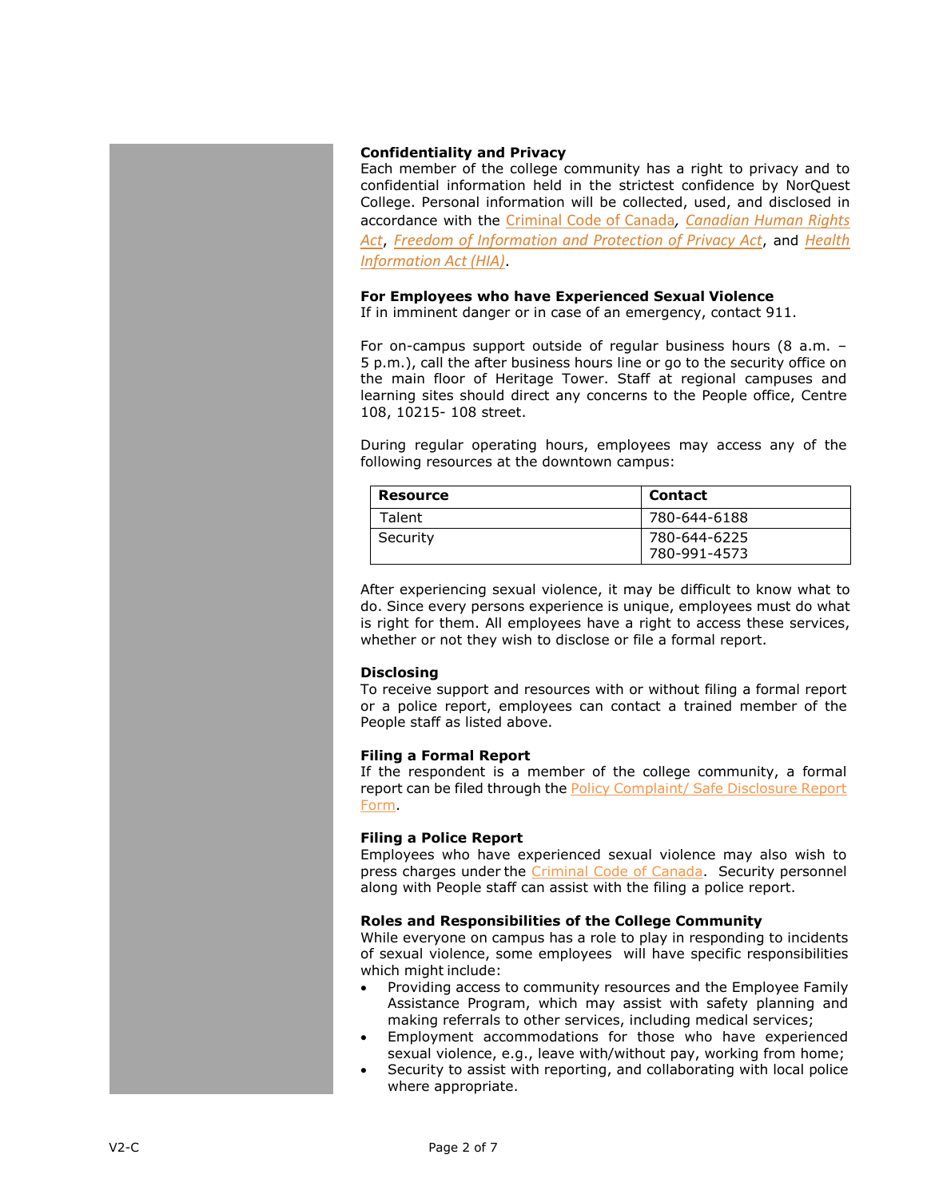**Confidentiality and Privacy**

Each member of the college community has a right to privacy and to confidential information held in the strictest confidence by NorQuest College. Personal information will be collected, used, and disclosed in accordance with the Criminal Code of Canada, *Canadian Human Rights Act*, *Freedom of Information and Protection of Privacy Act*, and *Health Information Act (HIA)*.

**For Employees who have Experienced Sexual Violence**

If in imminent danger or in case of an emergency, contact 911.

For on-campus support outside of regular business hours (8 a.m. – 5 p.m.), call the after business hours line or go to the security office on the main floor of Heritage Tower. Staff at regional campuses and learning sites should direct any concerns to the People office, Centre 108, 10215- 108 street.

During regular operating hours, employees may access any of the following resources at the downtown campus:

| Resource | Contact |
|---|---|
| Talent | 780-644-6188 |
| Security | 780-644-6225<br>780-991-4573 |

After experiencing sexual violence, it may be difficult to know what to do. Since every persons experience is unique, employees must do what is right for them. All employees have a right to access these services, whether or not they wish to disclose or file a formal report.

**Disclosing**

To receive support and resources with or without filing a formal report or a police report, employees can contact a trained member of the People staff as listed above.

**Filing a Formal Report**

If the respondent is a member of the college community, a formal report can be filed through the Policy Complaint/ Safe Disclosure Report Form.

**Filing a Police Report**

Employees who have experienced sexual violence may also wish to press charges under the Criminal Code of Canada. Security personnel along with People staff can assist with the filing a police report.

**Roles and Responsibilities of the College Community**

While everyone on campus has a role to play in responding to incidents of sexual violence, some employees will have specific responsibilities which might include:

- Providing access to community resources and the Employee Family Assistance Program, which may assist with safety planning and making referrals to other services, including medical services;
- Employment accommodations for those who have experienced sexual violence, e.g., leave with/without pay, working from home;
- Security to assist with reporting, and collaborating with local police where appropriate.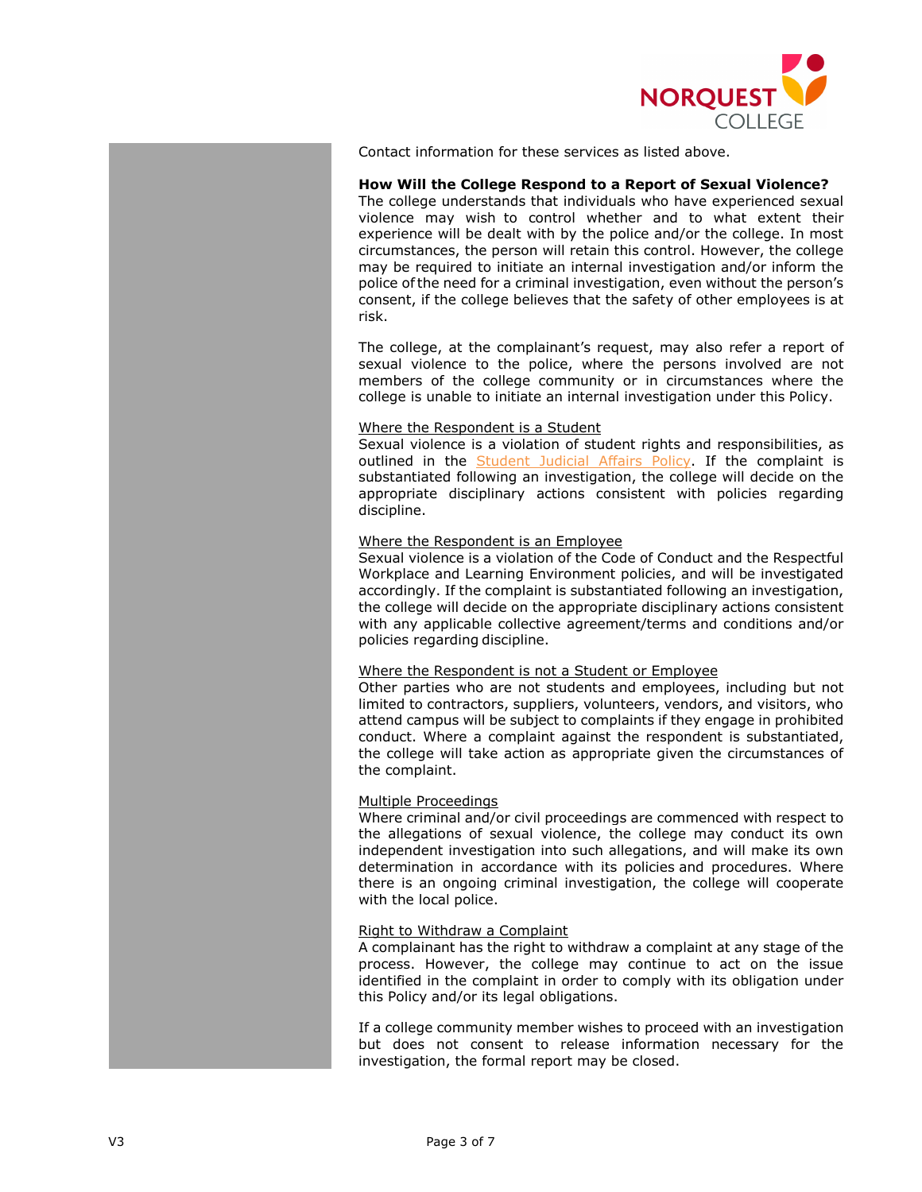Contact information for these services as listed above.

**How Will the College Respond to a Report of Sexual Violence?**

The college understands that individuals who have experienced sexual violence may wish to control whether and to what extent their experience will be dealt with by the police and/or the college. In most circumstances, the person will retain this control. However, the college may be required to initiate an internal investigation and/or inform the police of the need for a criminal investigation, even without the person's consent, if the college believes that the safety of other employees is at risk.

The college, at the complainant's request, may also refer a report of sexual violence to the police, where the persons involved are not members of the college community or in circumstances where the college is unable to initiate an internal investigation under this Policy.

<u>Where the Respondent is a Student</u>

Sexual violence is a violation of student rights and responsibilities, as outlined in the Student Judicial Affairs Policy. If the complaint is substantiated following an investigation, the college will decide on the appropriate disciplinary actions consistent with policies regarding discipline.

<u>Where the Respondent is an Employee</u>

Sexual violence is a violation of the Code of Conduct and the Respectful Workplace and Learning Environment policies, and will be investigated accordingly. If the complaint is substantiated following an investigation, the college will decide on the appropriate disciplinary actions consistent with any applicable collective agreement/terms and conditions and/or policies regarding discipline.

<u>Where the Respondent is not a Student or Employee</u>

Other parties who are not students and employees, including but not limited to contractors, suppliers, volunteers, vendors, and visitors, who attend campus will be subject to complaints if they engage in prohibited conduct. Where a complaint against the respondent is substantiated, the college will take action as appropriate given the circumstances of the complaint.

<u>Multiple Proceedings</u>

Where criminal and/or civil proceedings are commenced with respect to the allegations of sexual violence, the college may conduct its own independent investigation into such allegations, and will make its own determination in accordance with its policies and procedures. Where there is an ongoing criminal investigation, the college will cooperate with the local police.

<u>Right to Withdraw a Complaint</u>

A complainant has the right to withdraw a complaint at any stage of the process. However, the college may continue to act on the issue identified in the complaint in order to comply with its obligation under this Policy and/or its legal obligations.

If a college community member wishes to proceed with an investigation but does not consent to release information necessary for the investigation, the formal report may be closed.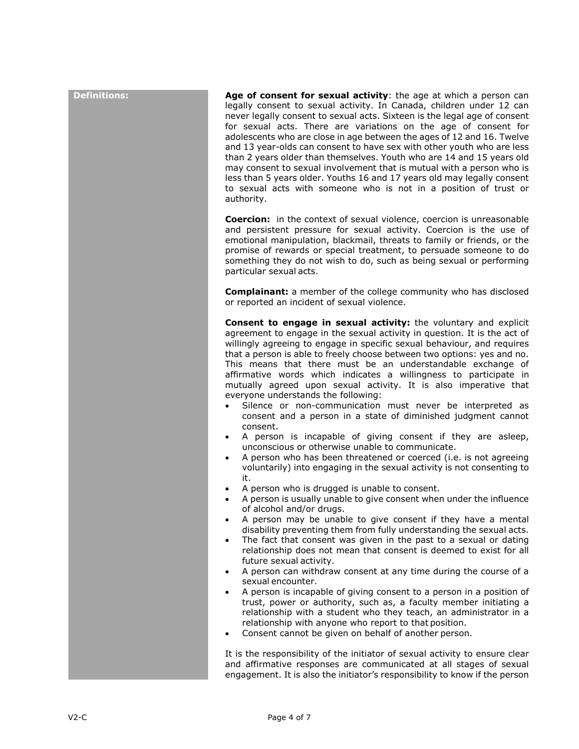**Definitions:**

**Age of consent for sexual activity**: the age at which a person can legally consent to sexual activity. In Canada, children under 12 can never legally consent to sexual acts. Sixteen is the legal age of consent for sexual acts. There are variations on the age of consent for adolescents who are close in age between the ages of 12 and 16. Twelve and 13 year-olds can consent to have sex with other youth who are less than 2 years older than themselves. Youth who are 14 and 15 years old may consent to sexual involvement that is mutual with a person who is less than 5 years older. Youths 16 and 17 years old may legally consent to sexual acts with someone who is not in a position of trust or authority.

**Coercion:** in the context of sexual violence, coercion is unreasonable and persistent pressure for sexual activity. Coercion is the use of emotional manipulation, blackmail, threats to family or friends, or the promise of rewards or special treatment, to persuade someone to do something they do not wish to do, such as being sexual or performing particular sexual acts.

**Complainant:** a member of the college community who has disclosed or reported an incident of sexual violence.

**Consent to engage in sexual activity:** the voluntary and explicit agreement to engage in the sexual activity in question. It is the act of willingly agreeing to engage in specific sexual behaviour, and requires that a person is able to freely choose between two options: yes and no. This means that there must be an understandable exchange of affirmative words which indicates a willingness to participate in mutually agreed upon sexual activity. It is also imperative that everyone understands the following:

- Silence or non-communication must never be interpreted as consent and a person in a state of diminished judgment cannot consent.
- A person is incapable of giving consent if they are asleep, unconscious or otherwise unable to communicate.
- A person who has been threatened or coerced (i.e. is not agreeing voluntarily) into engaging in the sexual activity is not consenting to it.
- A person who is drugged is unable to consent.
- A person is usually unable to give consent when under the influence of alcohol and/or drugs.
- A person may be unable to give consent if they have a mental disability preventing them from fully understanding the sexual acts.
- The fact that consent was given in the past to a sexual or dating relationship does not mean that consent is deemed to exist for all future sexual activity.
- A person can withdraw consent at any time during the course of a sexual encounter.
- A person is incapable of giving consent to a person in a position of trust, power or authority, such as, a faculty member initiating a relationship with a student who they teach, an administrator in a relationship with anyone who report to that position.
- Consent cannot be given on behalf of another person.

It is the responsibility of the initiator of sexual activity to ensure clear and affirmative responses are communicated at all stages of sexual engagement. It is also the initiator's responsibility to know if the person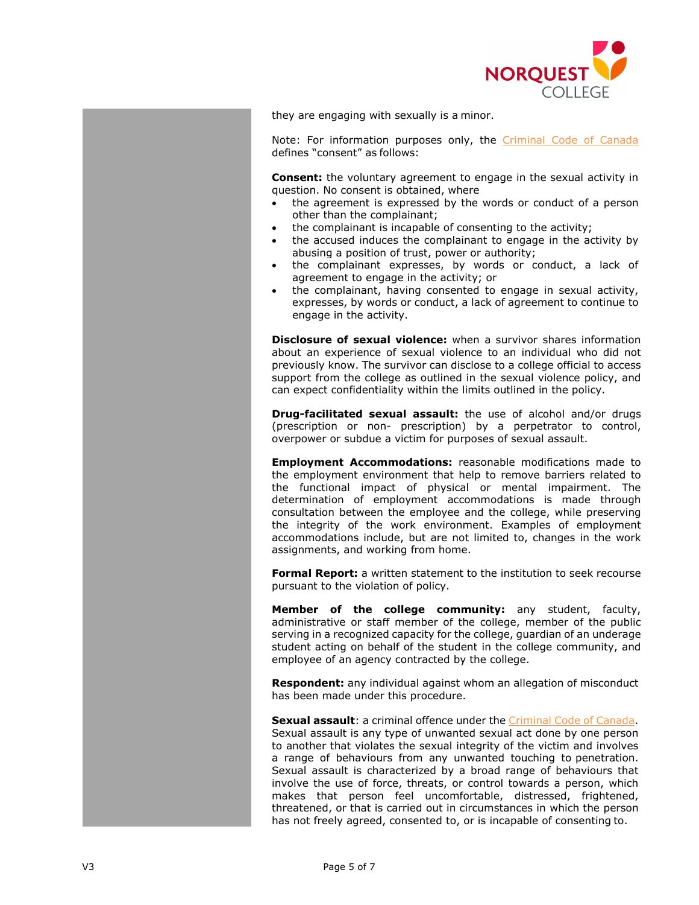they are engaging with sexually is a minor.

Note: For information purposes only, the Criminal Code of Canada defines "consent" as follows:

**Consent:** the voluntary agreement to engage in the sexual activity in question. No consent is obtained, where

- the agreement is expressed by the words or conduct of a person other than the complainant;
- the complainant is incapable of consenting to the activity;
- the accused induces the complainant to engage in the activity by abusing a position of trust, power or authority;
- the complainant expresses, by words or conduct, a lack of agreement to engage in the activity; or
- the complainant, having consented to engage in sexual activity, expresses, by words or conduct, a lack of agreement to continue to engage in the activity.

**Disclosure of sexual violence:** when a survivor shares information about an experience of sexual violence to an individual who did not previously know. The survivor can disclose to a college official to access support from the college as outlined in the sexual violence policy, and can expect confidentiality within the limits outlined in the policy.

**Drug-facilitated sexual assault:** the use of alcohol and/or drugs (prescription or non- prescription) by a perpetrator to control, overpower or subdue a victim for purposes of sexual assault.

**Employment Accommodations:** reasonable modifications made to the employment environment that help to remove barriers related to the functional impact of physical or mental impairment. The determination of employment accommodations is made through consultation between the employee and the college, while preserving the integrity of the work environment. Examples of employment accommodations include, but are not limited to, changes in the work assignments, and working from home.

**Formal Report:** a written statement to the institution to seek recourse pursuant to the violation of policy.

**Member of the college community:** any student, faculty, administrative or staff member of the college, member of the public serving in a recognized capacity for the college, guardian of an underage student acting on behalf of the student in the college community, and employee of an agency contracted by the college.

**Respondent:** any individual against whom an allegation of misconduct has been made under this procedure.

**Sexual assault**: a criminal offence under the Criminal Code of Canada. Sexual assault is any type of unwanted sexual act done by one person to another that violates the sexual integrity of the victim and involves a range of behaviours from any unwanted touching to penetration. Sexual assault is characterized by a broad range of behaviours that involve the use of force, threats, or control towards a person, which makes that person feel uncomfortable, distressed, frightened, threatened, or that is carried out in circumstances in which the person has not freely agreed, consented to, or is incapable of consenting to.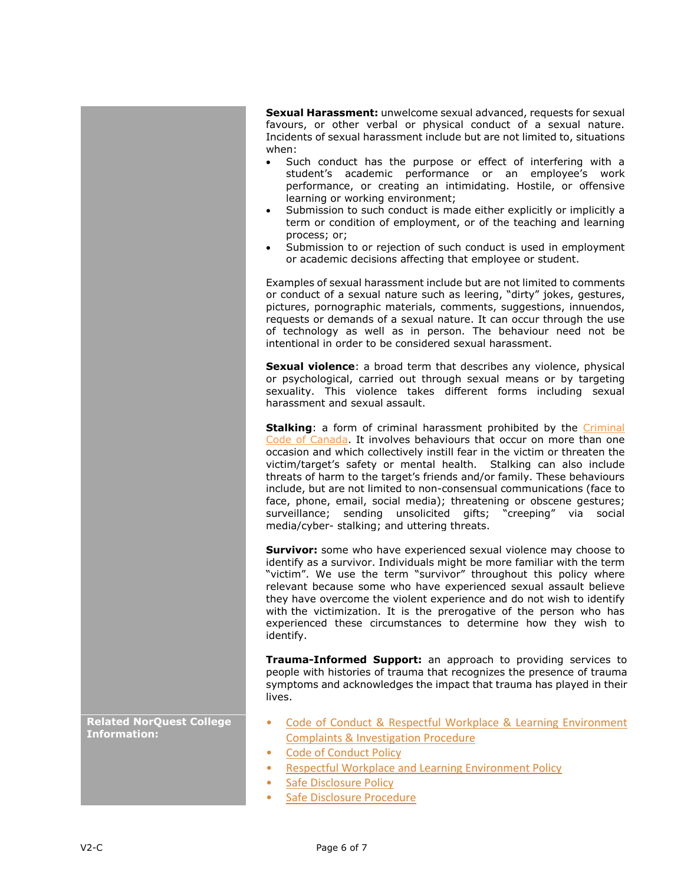**Sexual Harassment:** unwelcome sexual advanced, requests for sexual favours, or other verbal or physical conduct of a sexual nature. Incidents of sexual harassment include but are not limited to, situations when:

- Such conduct has the purpose or effect of interfering with a student's academic performance or an employee's work performance, or creating an intimidating. Hostile, or offensive learning or working environment;
- Submission to such conduct is made either explicitly or implicitly a term or condition of employment, or of the teaching and learning process; or;
- Submission to or rejection of such conduct is used in employment or academic decisions affecting that employee or student.

Examples of sexual harassment include but are not limited to comments or conduct of a sexual nature such as leering, "dirty" jokes, gestures, pictures, pornographic materials, comments, suggestions, innuendos, requests or demands of a sexual nature. It can occur through the use of technology as well as in person. The behaviour need not be intentional in order to be considered sexual harassment.

**Sexual violence**: a broad term that describes any violence, physical or psychological, carried out through sexual means or by targeting sexuality. This violence takes different forms including sexual harassment and sexual assault.

**Stalking**: a form of criminal harassment prohibited by the Criminal Code of Canada. It involves behaviours that occur on more than one occasion and which collectively instill fear in the victim or threaten the victim/target's safety or mental health. Stalking can also include threats of harm to the target's friends and/or family. These behaviours include, but are not limited to non-consensual communications (face to face, phone, email, social media); threatening or obscene gestures; surveillance; sending unsolicited gifts; "creeping" via social media/cyber- stalking; and uttering threats.

**Survivor:** some who have experienced sexual violence may choose to identify as a survivor. Individuals might be more familiar with the term "victim". We use the term "survivor" throughout this policy where relevant because some who have experienced sexual assault believe they have overcome the violent experience and do not wish to identify with the victimization. It is the prerogative of the person who has experienced these circumstances to determine how they wish to identify.

**Trauma-Informed Support:** an approach to providing services to people with histories of trauma that recognizes the presence of trauma symptoms and acknowledges the impact that trauma has played in their lives.

**Related NorQuest College Information:**

- Code of Conduct & Respectful Workplace & Learning Environment Complaints & Investigation Procedure
- Code of Conduct Policy
- Respectful Workplace and Learning Environment Policy
- Safe Disclosure Policy
- Safe Disclosure Procedure

V2-C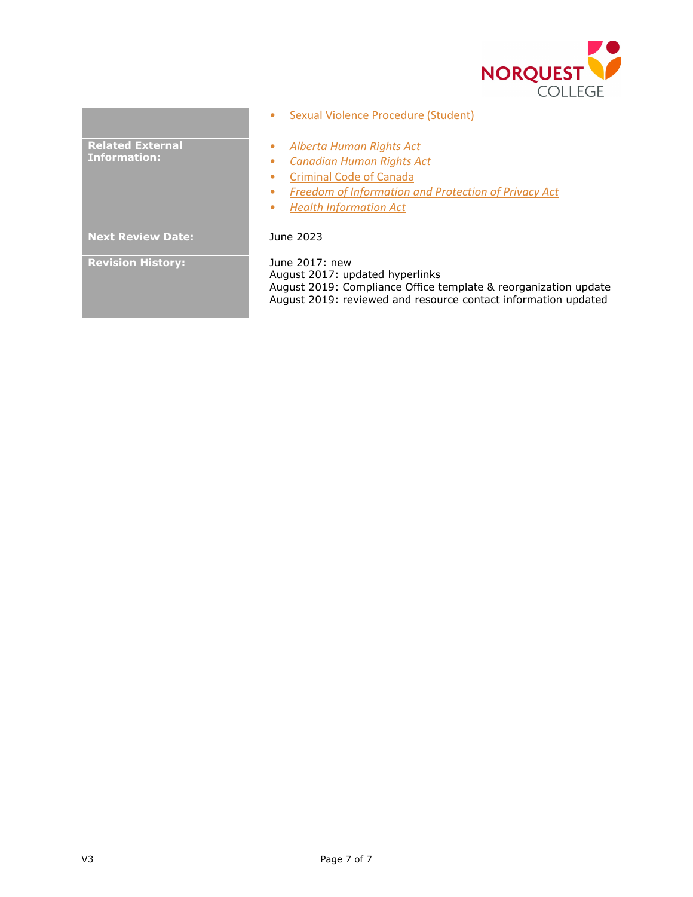| | |
|---|---|
| | • Sexual Violence Procedure (Student) |
| **Related External Information:** | • *Alberta Human Rights Act*<br>• *Canadian Human Rights Act*<br>• Criminal Code of Canada<br>• *Freedom of Information and Protection of Privacy Act*<br>• *Health Information Act* |
| **Next Review Date:** | June 2023 |
| **Revision History:** | June 2017: new<br>August 2017: updated hyperlinks<br>August 2019: Compliance Office template & reorganization update<br>August 2019: reviewed and resource contact information updated |